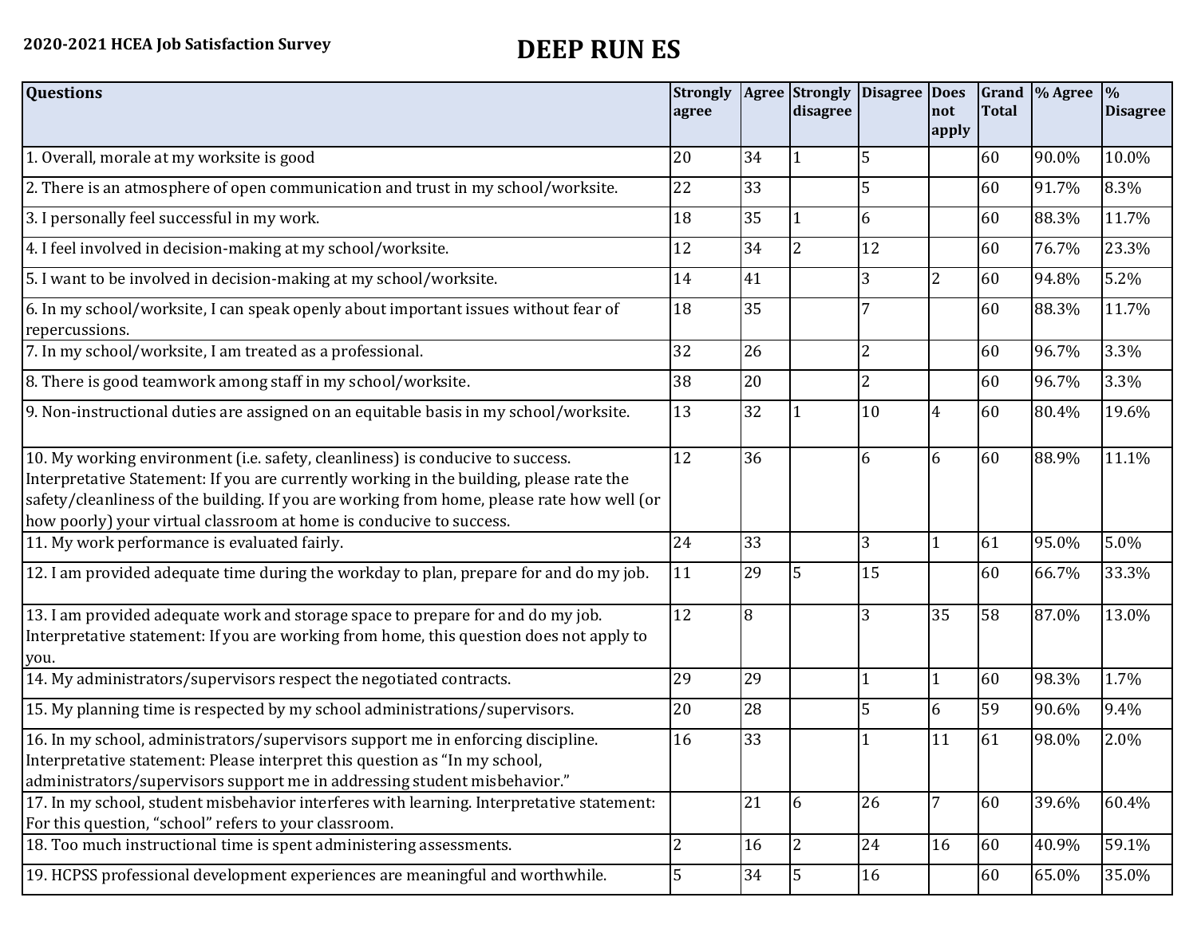**2020-2021 HCEA Job Satisfaction Survey**

# DEEP RUN ES

| Questions | Strongly agree | Agree | Strongly disagree | Disagree | Does not apply | Grand Total | % Agree | % Disagree |
|---|---|---|---|---|---|---|---|---|
| 1. Overall, morale at my worksite is good | 20 | 34 | 1 | 5 | | 60 | 90.0% | 10.0% |
| 2. There is an atmosphere of open communication and trust in my school/worksite. | 22 | 33 | | 5 | | 60 | 91.7% | 8.3% |
| 3. I personally feel successful in my work. | 18 | 35 | 1 | 6 | | 60 | 88.3% | 11.7% |
| 4. I feel involved in decision-making at my school/worksite. | 12 | 34 | 2 | 12 | | 60 | 76.7% | 23.3% |
| 5. I want to be involved in decision-making at my school/worksite. | 14 | 41 | | 3 | 2 | 60 | 94.8% | 5.2% |
| 6. In my school/worksite, I can speak openly about important issues without fear of repercussions. | 18 | 35 | | 7 | | 60 | 88.3% | 11.7% |
| 7. In my school/worksite, I am treated as a professional. | 32 | 26 | | 2 | | 60 | 96.7% | 3.3% |
| 8. There is good teamwork among staff in my school/worksite. | 38 | 20 | | 2 | | 60 | 96.7% | 3.3% |
| 9. Non-instructional duties are assigned on an equitable basis in my school/worksite. | 13 | 32 | 1 | 10 | 4 | 60 | 80.4% | 19.6% |
| 10. My working environment (i.e. safety, cleanliness) is conducive to success. Interpretative Statement: If you are currently working in the building, please rate the safety/cleanliness of the building. If you are working from home, please rate how well (or how poorly) your virtual classroom at home is conducive to success. | 12 | 36 | | 6 | 6 | 60 | 88.9% | 11.1% |
| 11. My work performance is evaluated fairly. | 24 | 33 | | 3 | 1 | 61 | 95.0% | 5.0% |
| 12. I am provided adequate time during the workday to plan, prepare for and do my job. | 11 | 29 | 5 | 15 | | 60 | 66.7% | 33.3% |
| 13. I am provided adequate work and storage space to prepare for and do my job. Interpretative statement: If you are working from home, this question does not apply to you. | 12 | 8 | | 3 | 35 | 58 | 87.0% | 13.0% |
| 14. My administrators/supervisors respect the negotiated contracts. | 29 | 29 | | 1 | 1 | 60 | 98.3% | 1.7% |
| 15. My planning time is respected by my school administrations/supervisors. | 20 | 28 | | 5 | 6 | 59 | 90.6% | 9.4% |
| 16. In my school, administrators/supervisors support me in enforcing discipline. Interpretative statement: Please interpret this question as "In my school, administrators/supervisors support me in addressing student misbehavior." | 16 | 33 | | 1 | 11 | 61 | 98.0% | 2.0% |
| 17. In my school, student misbehavior interferes with learning. Interpretative statement: For this question, "school" refers to your classroom. | | 21 | 6 | 26 | 7 | 60 | 39.6% | 60.4% |
| 18. Too much instructional time is spent administering assessments. | 2 | 16 | 2 | 24 | 16 | 60 | 40.9% | 59.1% |
| 19. HCPSS professional development experiences are meaningful and worthwhile. | 5 | 34 | 5 | 16 | | 60 | 65.0% | 35.0% |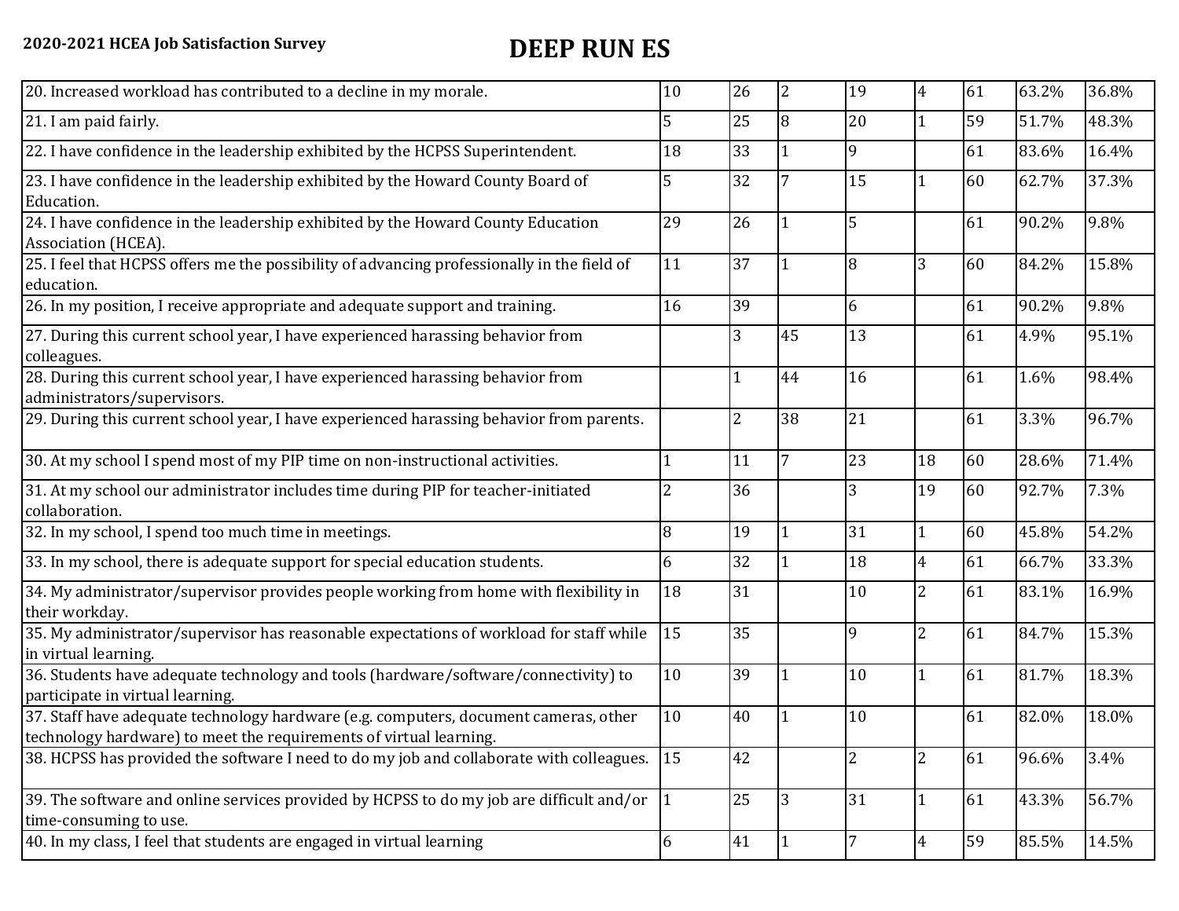**2020-2021 HCEA Job Satisfaction Survey**

# DEEP RUN ES

| | | | | | | | | |
|---|---|---|---|---|---|---|---|---|
| 20. Increased workload has contributed to a decline in my morale. | 10 | 26 | 2 | 19 | 4 | 61 | 63.2% | 36.8% |
| 21. I am paid fairly. | 5 | 25 | 8 | 20 | 1 | 59 | 51.7% | 48.3% |
| 22. I have confidence in the leadership exhibited by the HCPSS Superintendent. | 18 | 33 | 1 | 9 | | 61 | 83.6% | 16.4% |
| 23. I have confidence in the leadership exhibited by the Howard County Board of Education. | 5 | 32 | 7 | 15 | 1 | 60 | 62.7% | 37.3% |
| 24. I have confidence in the leadership exhibited by the Howard County Education Association (HCEA). | 29 | 26 | 1 | 5 | | 61 | 90.2% | 9.8% |
| 25. I feel that HCPSS offers me the possibility of advancing professionally in the field of education. | 11 | 37 | 1 | 8 | 3 | 60 | 84.2% | 15.8% |
| 26. In my position, I receive appropriate and adequate support and training. | 16 | 39 | | 6 | | 61 | 90.2% | 9.8% |
| 27. During this current school year, I have experienced harassing behavior from colleagues. | | 3 | 45 | 13 | | 61 | 4.9% | 95.1% |
| 28. During this current school year, I have experienced harassing behavior from administrators/supervisors. | | 1 | 44 | 16 | | 61 | 1.6% | 98.4% |
| 29. During this current school year, I have experienced harassing behavior from parents. | | 2 | 38 | 21 | | 61 | 3.3% | 96.7% |
| 30. At my school I spend most of my PIP time on non-instructional activities. | 1 | 11 | 7 | 23 | 18 | 60 | 28.6% | 71.4% |
| 31. At my school our administrator includes time during PIP for teacher-initiated collaboration. | 2 | 36 | | 3 | 19 | 60 | 92.7% | 7.3% |
| 32. In my school, I spend too much time in meetings. | 8 | 19 | 1 | 31 | 1 | 60 | 45.8% | 54.2% |
| 33. In my school, there is adequate support for special education students. | 6 | 32 | 1 | 18 | 4 | 61 | 66.7% | 33.3% |
| 34. My administrator/supervisor provides people working from home with flexibility in their workday. | 18 | 31 | | 10 | 2 | 61 | 83.1% | 16.9% |
| 35. My administrator/supervisor has reasonable expectations of workload for staff while in virtual learning. | 15 | 35 | | 9 | 2 | 61 | 84.7% | 15.3% |
| 36. Students have adequate technology and tools (hardware/software/connectivity) to participate in virtual learning. | 10 | 39 | 1 | 10 | 1 | 61 | 81.7% | 18.3% |
| 37. Staff have adequate technology hardware (e.g. computers, document cameras, other technology hardware) to meet the requirements of virtual learning. | 10 | 40 | 1 | 10 | | 61 | 82.0% | 18.0% |
| 38. HCPSS has provided the software I need to do my job and collaborate with colleagues. | 15 | 42 | | 2 | 2 | 61 | 96.6% | 3.4% |
| 39. The software and online services provided by HCPSS to do my job are difficult and/or time-consuming to use. | 1 | 25 | 3 | 31 | 1 | 61 | 43.3% | 56.7% |
| 40. In my class, I feel that students are engaged in virtual learning | 6 | 41 | 1 | 7 | 4 | 59 | 85.5% | 14.5% |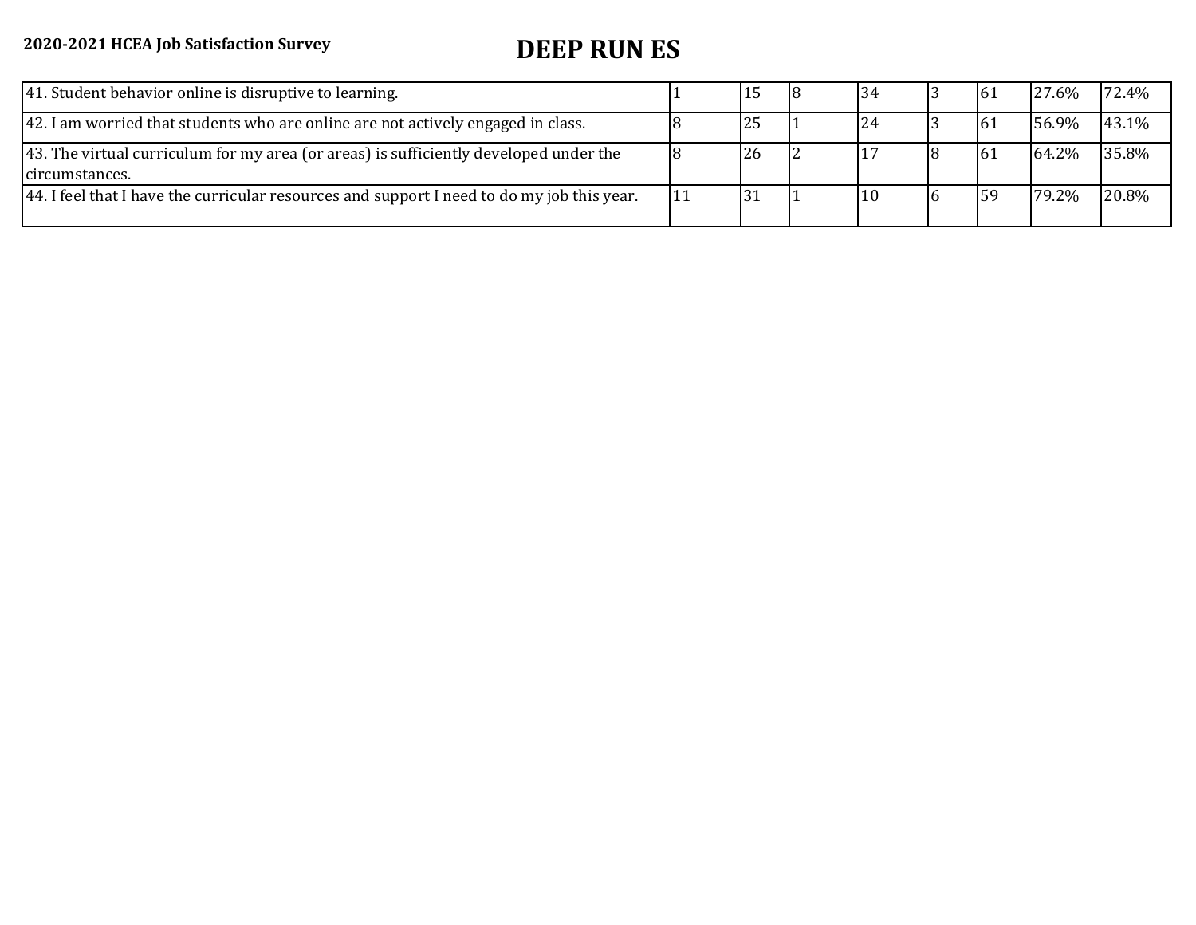2020-2021 HCEA Job Satisfaction Survey

# DEEP RUN ES

| | | | | | | | | |
|---|---|---|---|---|---|---|---|---|
| 41. Student behavior online is disruptive to learning. | 1 | 15 | 8 | 34 | 3 | 61 | 27.6% | 72.4% |
| 42. I am worried that students who are online are not actively engaged in class. | 8 | 25 | 1 | 24 | 3 | 61 | 56.9% | 43.1% |
| 43. The virtual curriculum for my area (or areas) is sufficiently developed under the circumstances. | 8 | 26 | 2 | 17 | 8 | 61 | 64.2% | 35.8% |
| 44. I feel that I have the curricular resources and support I need to do my job this year. | 11 | 31 | 1 | 10 | 6 | 59 | 79.2% | 20.8% |